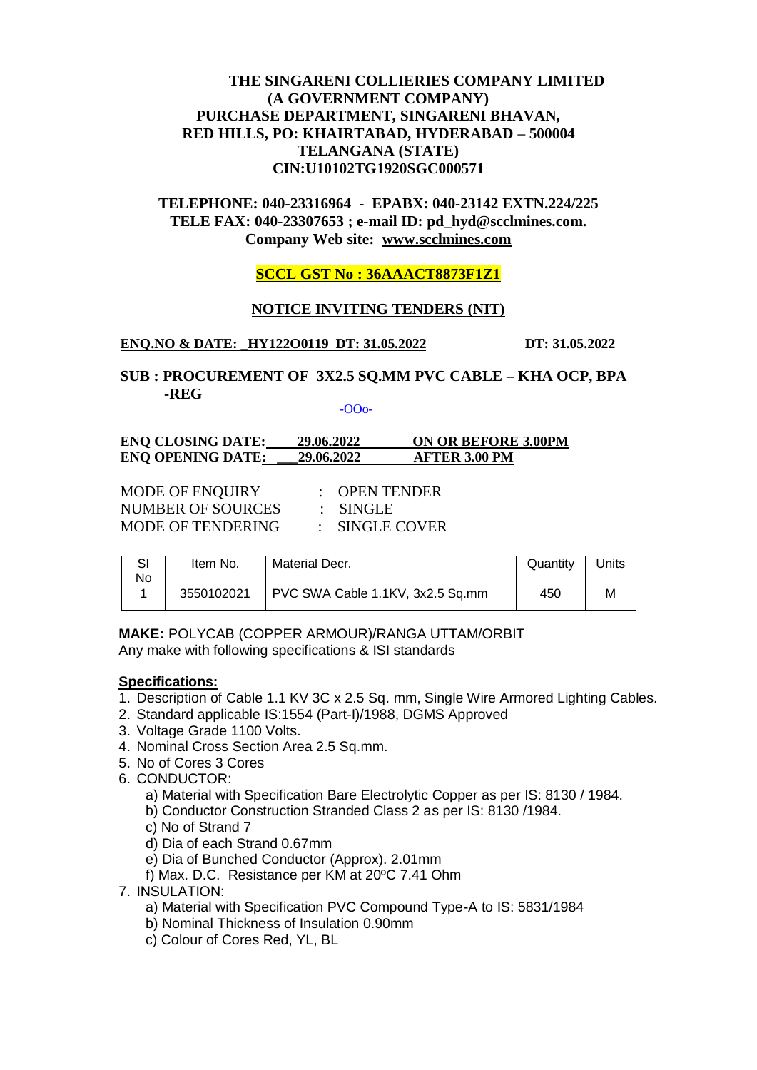**THE SINGARENI COLLIERIES COMPANY LIMITED**
**(A GOVERNMENT COMPANY)**
**PURCHASE DEPARTMENT, SINGARENI BHAVAN,**
**RED HILLS, PO: KHAIRTABAD, HYDERABAD – 500004**
**TELANGANA (STATE)**
**CIN:U10102TG1920SGC000571**

**TELEPHONE: 040-23316964 - EPABX: 040-23142 EXTN.224/225**
**TELE FAX: 040-23307653 ; e-mail ID: pd_hyd@scclmines.com.**
**Company Web site: www.scclmines.com**

**SCCL GST No : 36AAACT8873F1Z1**

## NOTICE INVITING TENDERS (NIT)

**ENQ.NO & DATE: _HY122O0119 DT: 31.05.2022** **DT: 31.05.2022**

**SUB : PROCUREMENT OF 3X2.5 SQ.MM PVC CABLE – KHA OCP, BPA -REG**

-OOo-

**ENQ CLOSING DATE: 29.06.2022 ON OR BEFORE 3.00PM**
**ENQ OPENING DATE: 29.06.2022 AFTER 3.00 PM**

MODE OF ENQUIRY : OPEN TENDER
NUMBER OF SOURCES : SINGLE
MODE OF TENDERING : SINGLE COVER

| Sl No | Item No. | Material Decr. | Quantity | Units |
|---|---|---|---|---|
| 1 | 3550102021 | PVC SWA Cable 1.1KV, 3x2.5 Sq.mm | 450 | M |

**MAKE:** POLYCAB (COPPER ARMOUR)/RANGA UTTAM/ORBIT
Any make with following specifications & ISI standards

**Specifications:**

1. Description of Cable 1.1 KV 3C x 2.5 Sq. mm, Single Wire Armored Lighting Cables.
2. Standard applicable IS:1554 (Part-I)/1988, DGMS Approved
3. Voltage Grade 1100 Volts.
4. Nominal Cross Section Area 2.5 Sq.mm.
5. No of Cores 3 Cores
6. CONDUCTOR:
   a) Material with Specification Bare Electrolytic Copper as per IS: 8130 / 1984.
   b) Conductor Construction Stranded Class 2 as per IS: 8130 /1984.
   c) No of Strand 7
   d) Dia of each Strand 0.67mm
   e) Dia of Bunched Conductor (Approx). 2.01mm
   f) Max. D.C. Resistance per KM at 20ºC 7.41 Ohm
7. INSULATION:
   a) Material with Specification PVC Compound Type-A to IS: 5831/1984
   b) Nominal Thickness of Insulation 0.90mm
   c) Colour of Cores Red, YL, BL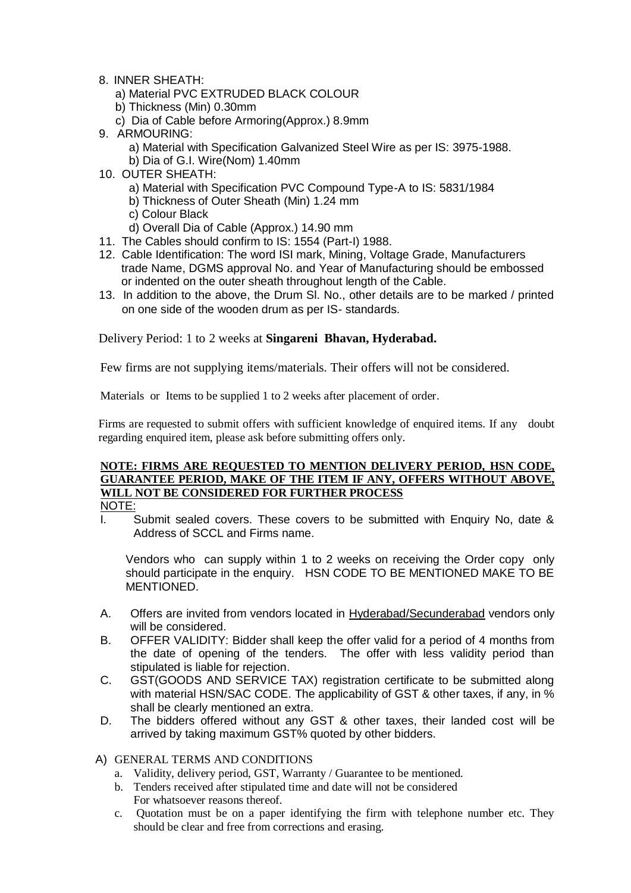8. INNER SHEATH:
   a) Material PVC EXTRUDED BLACK COLOUR
   b) Thickness (Min) 0.30mm
   c) Dia of Cable before Armoring(Approx.) 8.9mm
9. ARMOURING:
   a) Material with Specification Galvanized Steel Wire as per IS: 3975-1988.
   b) Dia of G.I. Wire(Nom) 1.40mm
10. OUTER SHEATH:
    a) Material with Specification PVC Compound Type-A to IS: 5831/1984
    b) Thickness of Outer Sheath (Min) 1.24 mm
    c) Colour Black
    d) Overall Dia of Cable (Approx.) 14.90 mm
11. The Cables should confirm to IS: 1554 (Part-I) 1988.
12. Cable Identification: The word ISI mark, Mining, Voltage Grade, Manufacturers trade Name, DGMS approval No. and Year of Manufacturing should be embossed or indented on the outer sheath throughout length of the Cable.
13. In addition to the above, the Drum Sl. No., other details are to be marked / printed on one side of the wooden drum as per IS- standards.

Delivery Period: 1 to 2 weeks at **Singareni Bhavan, Hyderabad.**

Few firms are not supplying items/materials. Their offers will not be considered.

Materials or Items to be supplied 1 to 2 weeks after placement of order.

Firms are requested to submit offers with sufficient knowledge of enquired items. If any doubt regarding enquired item, please ask before submitting offers only.

**NOTE: FIRMS ARE REQUESTED TO MENTION DELIVERY PERIOD, HSN CODE, GUARANTEE PERIOD, MAKE OF THE ITEM IF ANY, OFFERS WITHOUT ABOVE, WILL NOT BE CONSIDERED FOR FURTHER PROCESS**

NOTE:

I. Submit sealed covers. These covers to be submitted with Enquiry No, date & Address of SCCL and Firms name.

   Vendors who can supply within 1 to 2 weeks on receiving the Order copy only should participate in the enquiry. HSN CODE TO BE MENTIONED MAKE TO BE MENTIONED.

A. Offers are invited from vendors located in Hyderabad/Secunderabad vendors only will be considered.
B. OFFER VALIDITY: Bidder shall keep the offer valid for a period of 4 months from the date of opening of the tenders. The offer with less validity period than stipulated is liable for rejection.
C. GST(GOODS AND SERVICE TAX) registration certificate to be submitted along with material HSN/SAC CODE. The applicability of GST & other taxes, if any, in % shall be clearly mentioned an extra.
D. The bidders offered without any GST & other taxes, their landed cost will be arrived by taking maximum GST% quoted by other bidders.

A) GENERAL TERMS AND CONDITIONS
   a. Validity, delivery period, GST, Warranty / Guarantee to be mentioned.
   b. Tenders received after stipulated time and date will not be considered For whatsoever reasons thereof.
   c. Quotation must be on a paper identifying the firm with telephone number etc. They should be clear and free from corrections and erasing.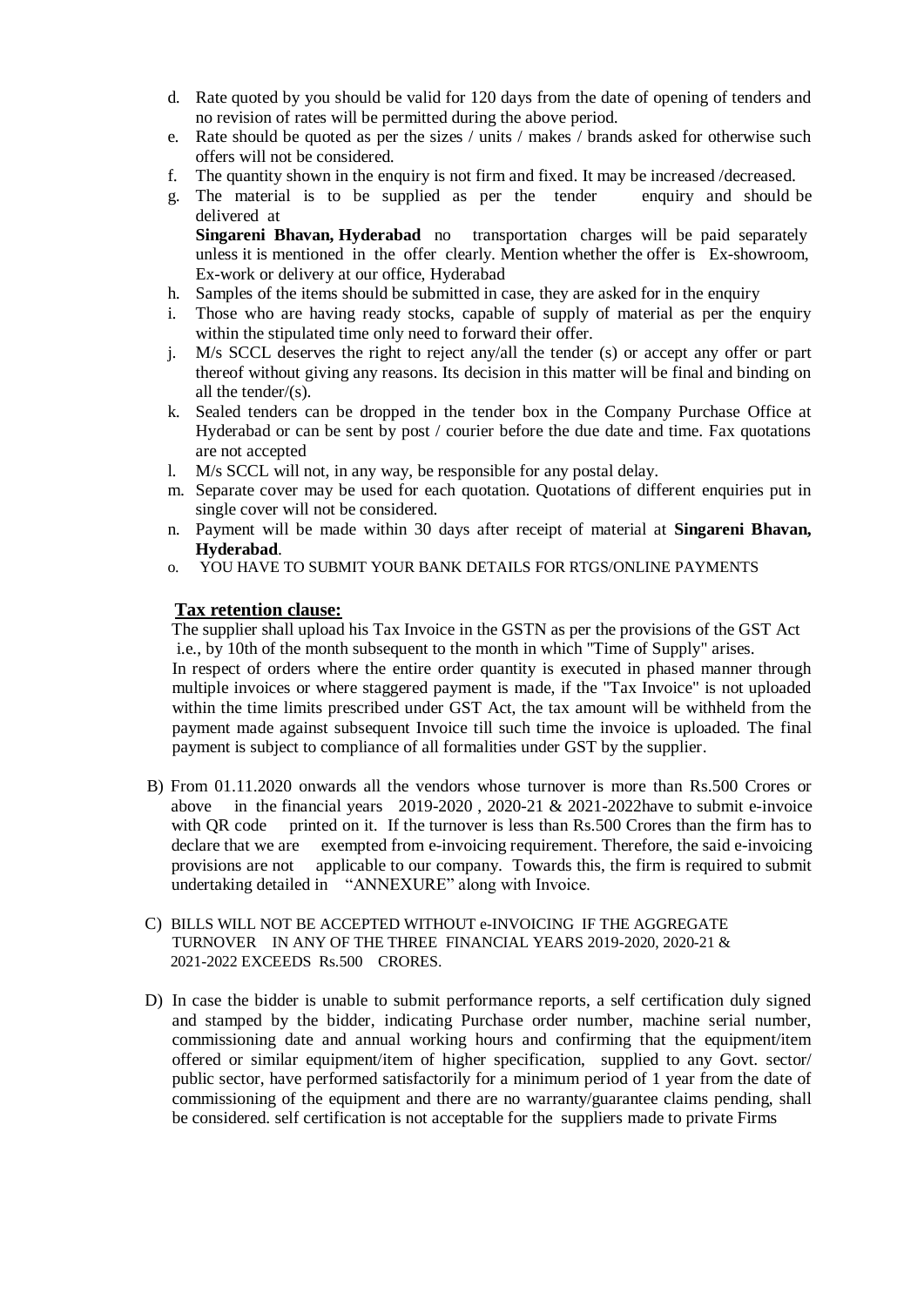d. Rate quoted by you should be valid for 120 days from the date of opening of tenders and no revision of rates will be permitted during the above period.

e. Rate should be quoted as per the sizes / units / makes / brands asked for otherwise such offers will not be considered.

f. The quantity shown in the enquiry is not firm and fixed. It may be increased /decreased.

g. The material is to be supplied as per the tender enquiry and should be delivered at **Singareni Bhavan, Hyderabad** no transportation charges will be paid separately unless it is mentioned in the offer clearly. Mention whether the offer is Ex-showroom, Ex-work or delivery at our office, Hyderabad

h. Samples of the items should be submitted in case, they are asked for in the enquiry

i. Those who are having ready stocks, capable of supply of material as per the enquiry within the stipulated time only need to forward their offer.

j. M/s SCCL deserves the right to reject any/all the tender (s) or accept any offer or part thereof without giving any reasons. Its decision in this matter will be final and binding on all the tender/(s).

k. Sealed tenders can be dropped in the tender box in the Company Purchase Office at Hyderabad or can be sent by post / courier before the due date and time. Fax quotations are not accepted

l. M/s SCCL will not, in any way, be responsible for any postal delay.

m. Separate cover may be used for each quotation. Quotations of different enquiries put in single cover will not be considered.

n. Payment will be made within 30 days after receipt of material at **Singareni Bhavan, Hyderabad**.

o. YOU HAVE TO SUBMIT YOUR BANK DETAILS FOR RTGS/ONLINE PAYMENTS

**Tax retention clause:**

The supplier shall upload his Tax Invoice in the GSTN as per the provisions of the GST Act i.e., by 10th of the month subsequent to the month in which "Time of Supply" arises.

In respect of orders where the entire order quantity is executed in phased manner through multiple invoices or where staggered payment is made, if the "Tax Invoice" is not uploaded within the time limits prescribed under GST Act, the tax amount will be withheld from the payment made against subsequent Invoice till such time the invoice is uploaded. The final payment is subject to compliance of all formalities under GST by the supplier.

B) From 01.11.2020 onwards all the vendors whose turnover is more than Rs.500 Crores or above in the financial years 2019-2020 , 2020-21 & 2021-2022have to submit e-invoice with QR code printed on it. If the turnover is less than Rs.500 Crores than the firm has to declare that we are exempted from e-invoicing requirement. Therefore, the said e-invoicing provisions are not applicable to our company. Towards this, the firm is required to submit undertaking detailed in "ANNEXURE" along with Invoice.

C) BILLS WILL NOT BE ACCEPTED WITHOUT e-INVOICING IF THE AGGREGATE TURNOVER IN ANY OF THE THREE FINANCIAL YEARS 2019-2020, 2020-21 & 2021-2022 EXCEEDS Rs.500 CRORES.

D) In case the bidder is unable to submit performance reports, a self certification duly signed and stamped by the bidder, indicating Purchase order number, machine serial number, commissioning date and annual working hours and confirming that the equipment/item offered or similar equipment/item of higher specification, supplied to any Govt. sector/ public sector, have performed satisfactorily for a minimum period of 1 year from the date of commissioning of the equipment and there are no warranty/guarantee claims pending, shall be considered. self certification is not acceptable for the suppliers made to private Firms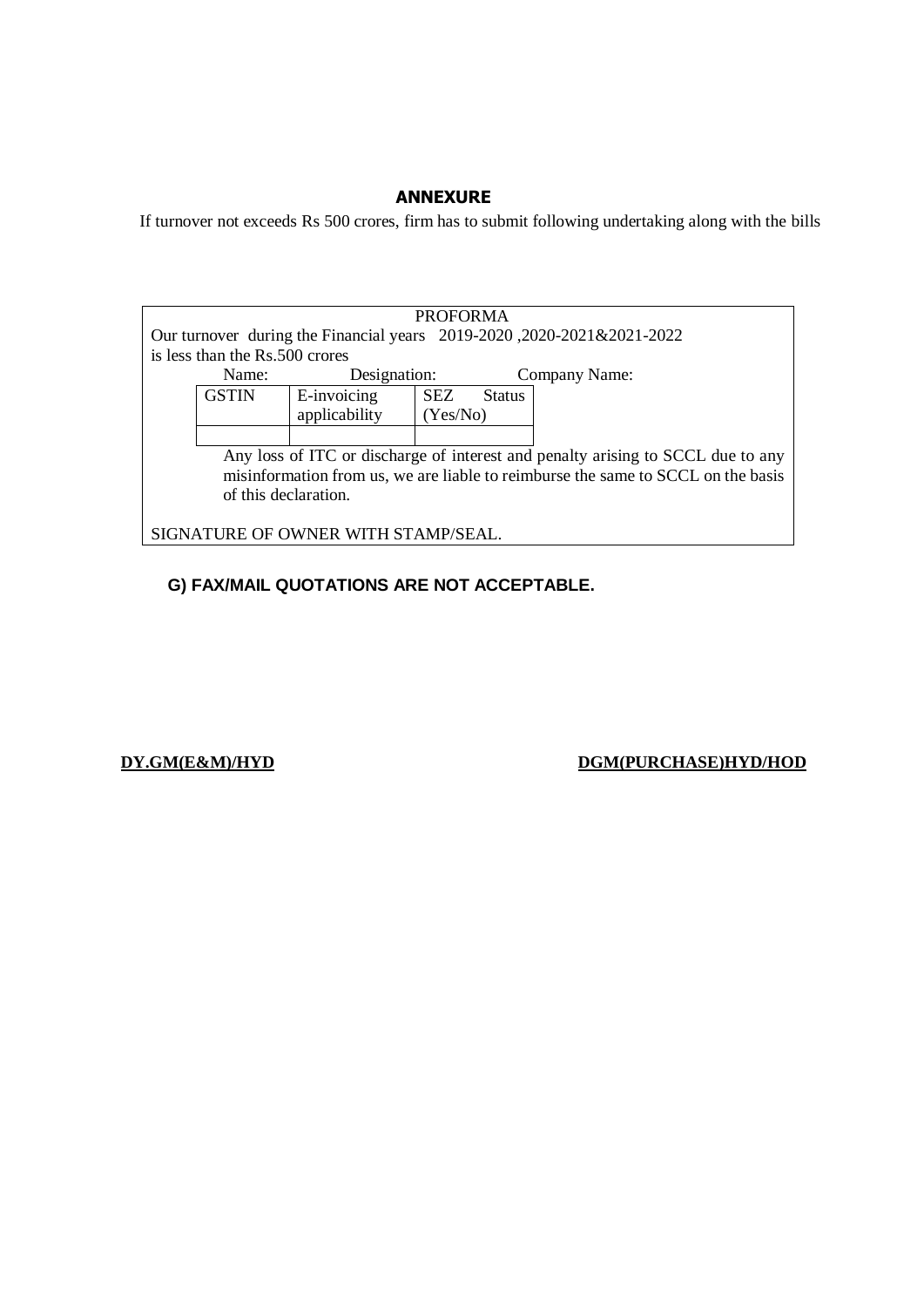## ANNEXURE

If turnover not exceeds Rs 500 crores, firm has to submit following undertaking along with the bills

PROFORMA

Our turnover during the Financial years 2019-2020 ,2020-2021&2021-2022 is less than the Rs.500 crores

Name: Designation: Company Name:

| GSTIN | E-invoicing applicability | SEZ Status (Yes/No) |
|---|---|---|
| | | |

Any loss of ITC or discharge of interest and penalty arising to SCCL due to any misinformation from us, we are liable to reimburse the same to SCCL on the basis of this declaration.

SIGNATURE OF OWNER WITH STAMP/SEAL.

**G) FAX/MAIL QUOTATIONS ARE NOT ACCEPTABLE.**

**DY.GM(E&M)/HYD** **DGM(PURCHASE)HYD/HOD**